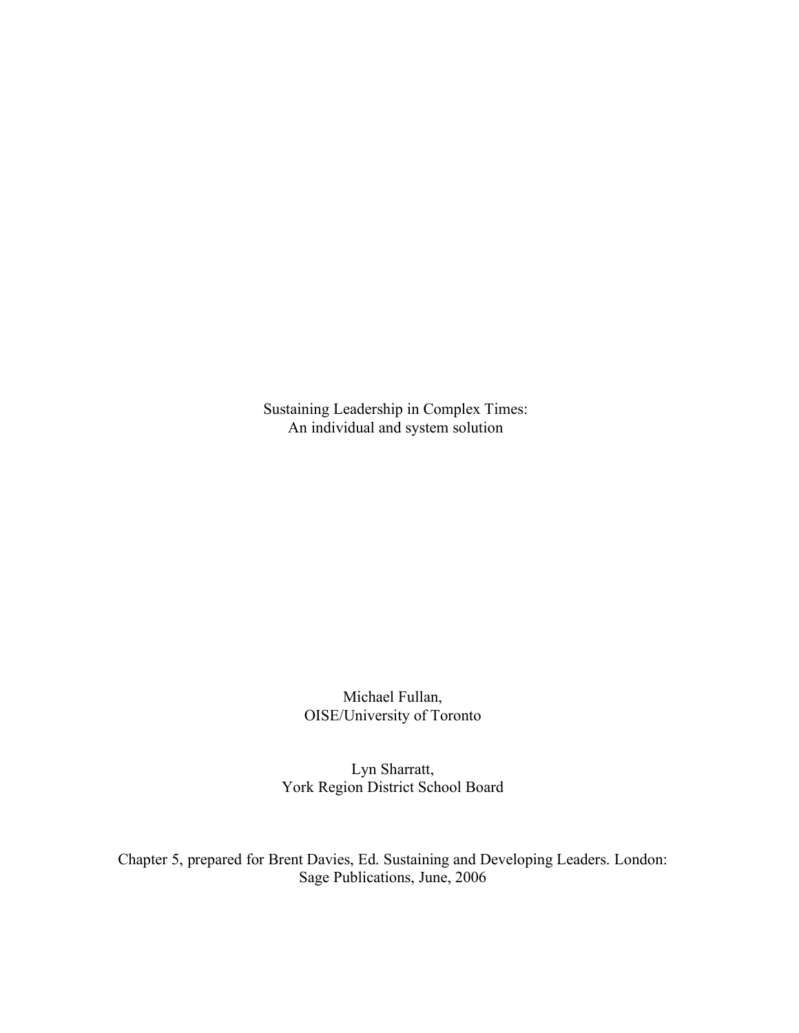# Sustaining Leadership in Complex Times: An individual and system solution

Michael Fullan,
OISE/University of Toronto

Lyn Sharratt,
York Region District School Board

Chapter 5, prepared for Brent Davies, Ed. Sustaining and Developing Leaders. London: Sage Publications, June, 2006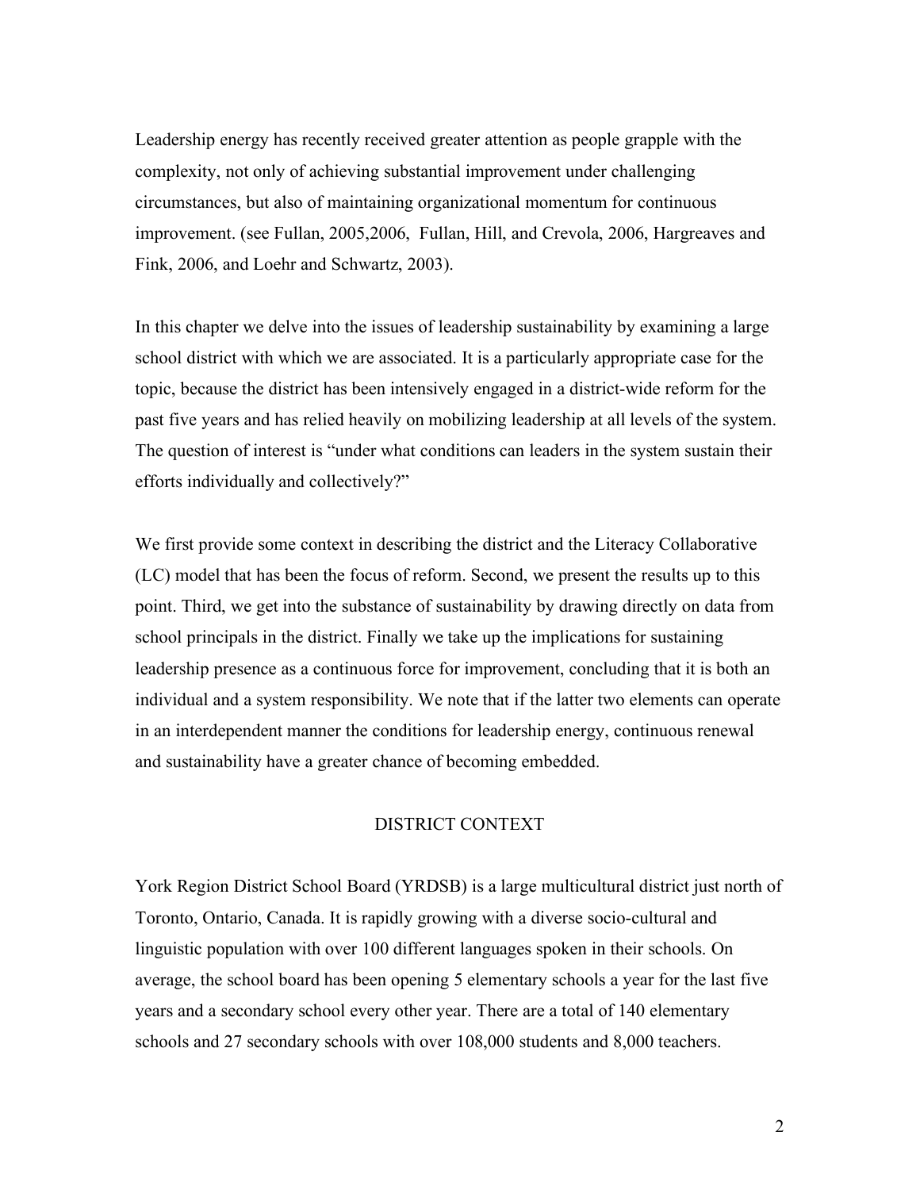Leadership energy has recently received greater attention as people grapple with the complexity, not only of achieving substantial improvement under challenging circumstances, but also of maintaining organizational momentum for continuous improvement. (see Fullan, 2005,2006, Fullan, Hill, and Crevola, 2006, Hargreaves and Fink, 2006, and Loehr and Schwartz, 2003).

In this chapter we delve into the issues of leadership sustainability by examining a large school district with which we are associated. It is a particularly appropriate case for the topic, because the district has been intensively engaged in a district-wide reform for the past five years and has relied heavily on mobilizing leadership at all levels of the system. The question of interest is "under what conditions can leaders in the system sustain their efforts individually and collectively?"

We first provide some context in describing the district and the Literacy Collaborative (LC) model that has been the focus of reform. Second, we present the results up to this point. Third, we get into the substance of sustainability by drawing directly on data from school principals in the district. Finally we take up the implications for sustaining leadership presence as a continuous force for improvement, concluding that it is both an individual and a system responsibility. We note that if the latter two elements can operate in an interdependent manner the conditions for leadership energy, continuous renewal and sustainability have a greater chance of becoming embedded.

## DISTRICT CONTEXT

York Region District School Board (YRDSB) is a large multicultural district just north of Toronto, Ontario, Canada. It is rapidly growing with a diverse socio-cultural and linguistic population with over 100 different languages spoken in their schools. On average, the school board has been opening 5 elementary schools a year for the last five years and a secondary school every other year. There are a total of 140 elementary schools and 27 secondary schools with over 108,000 students and 8,000 teachers.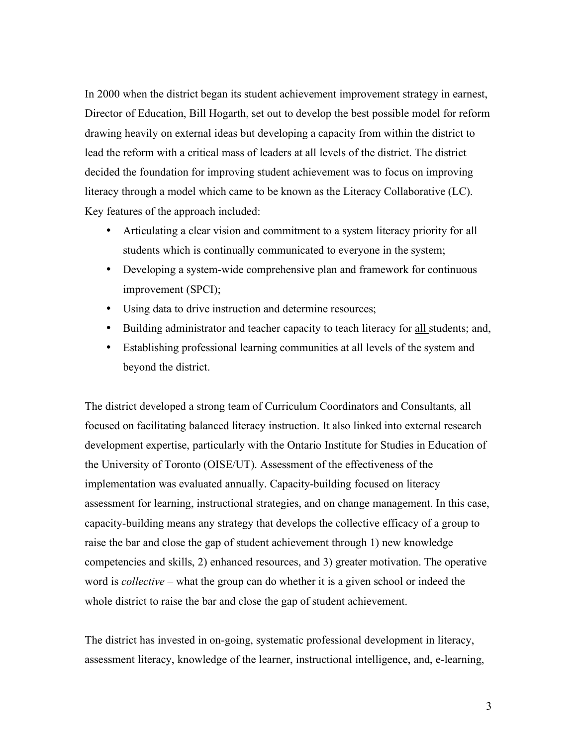In 2000 when the district began its student achievement improvement strategy in earnest, Director of Education, Bill Hogarth, set out to develop the best possible model for reform drawing heavily on external ideas but developing a capacity from within the district to lead the reform with a critical mass of leaders at all levels of the district. The district decided the foundation for improving student achievement was to focus on improving literacy through a model which came to be known as the Literacy Collaborative (LC). Key features of the approach included:

- Articulating a clear vision and commitment to a system literacy priority for <u>all</u> students which is continually communicated to everyone in the system;
- Developing a system-wide comprehensive plan and framework for continuous improvement (SPCI);
- Using data to drive instruction and determine resources;
- Building administrator and teacher capacity to teach literacy for <u>all</u> students; and,
- Establishing professional learning communities at all levels of the system and beyond the district.

The district developed a strong team of Curriculum Coordinators and Consultants, all focused on facilitating balanced literacy instruction. It also linked into external research development expertise, particularly with the Ontario Institute for Studies in Education of the University of Toronto (OISE/UT). Assessment of the effectiveness of the implementation was evaluated annually. Capacity-building focused on literacy assessment for learning, instructional strategies, and on change management. In this case, capacity-building means any strategy that develops the collective efficacy of a group to raise the bar and close the gap of student achievement through 1) new knowledge competencies and skills, 2) enhanced resources, and 3) greater motivation. The operative word is *collective* – what the group can do whether it is a given school or indeed the whole district to raise the bar and close the gap of student achievement.

The district has invested in on-going, systematic professional development in literacy, assessment literacy, knowledge of the learner, instructional intelligence, and, e-learning,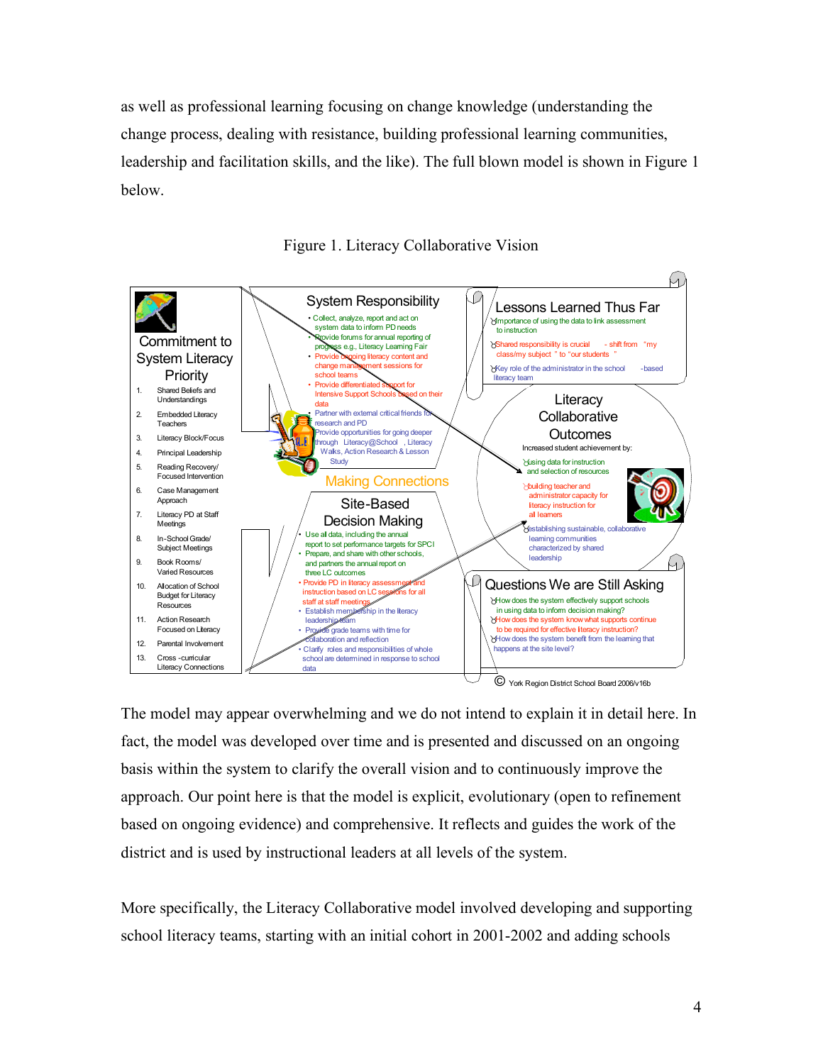as well as professional learning focusing on change knowledge (understanding the change process, dealing with resistance, building professional learning communities, leadership and facilitation skills, and the like). The full blown model is shown in Figure 1 below.

Figure 1. Literacy Collaborative Vision

**Commitment to System Literacy Priority**

1. Shared Beliefs and Understandings
2. Embedded Literacy Teachers
3. Literacy Block/Focus
4. Principal Leadership
5. Reading Recovery/ Focused Intervention
6. Case Management Approach
7. Literacy PD at Staff Meetings
8. In-School Grade/ Subject Meetings
9. Book Rooms/ Varied Resources
10. Allocation of School Budget for Literacy Resources
11. Action Research Focused on Literacy
12. Parental Involvement
13. Cross -curricular Literacy Connections

**System Responsibility**

- Collect, analyze, report and act on system data to inform PD needs
- Provide forums for annual reporting of progress e.g., Literacy Learning Fair
- Provide ongoing literacy content and change management sessions for school teams
- Provide differentiated support for Intensive Support Schools based on their data
- Partner with external critical friends for research and PD
- Provide opportunities for going deeper through Literacy@School , Literacy Walks, Action Research & Lesson Study

**Making Connections**

**Site-Based Decision Making**

- Use all data, including the annual report to set performance targets for SPCI
- Prepare, and share with other schools, and partners the annual report on three LC outcomes
- Provide PD in literacy assessment and instruction based on LC sessions for all staff at staff meetings
- Establish membership in the literacy leadership team
- Provide grade teams with time for collaboration and reflection
- Clarify roles and responsibilities of whole school are determined in response to school data

**Lessons Learned Thus Far**

- Importance of using the data to link assessment to instruction
- Shared responsibility is crucial - shift from "my class/my subject " to "our students "
- Key role of the administrator in the school -based literacy team

**Literacy Collaborative Outcomes**

Increased student achievement by:

- using data for instruction and selection of resources
- building teacher and administrator capacity for literacy instruction for all learners
- establishing sustainable, collaborative learning communities characterized by shared leadership

**Questions We are Still Asking**

- How does the system effectively support schools in using data to inform decision making?
- How does the system know what supports continue to be required for effective literacy instruction?
- How does the system benefit from the learning that happens at the site level?

© York Region District School Board 2006/v16b

The model may appear overwhelming and we do not intend to explain it in detail here. In fact, the model was developed over time and is presented and discussed on an ongoing basis within the system to clarify the overall vision and to continuously improve the approach. Our point here is that the model is explicit, evolutionary (open to refinement based on ongoing evidence) and comprehensive. It reflects and guides the work of the district and is used by instructional leaders at all levels of the system.

More specifically, the Literacy Collaborative model involved developing and supporting school literacy teams, starting with an initial cohort in 2001-2002 and adding schools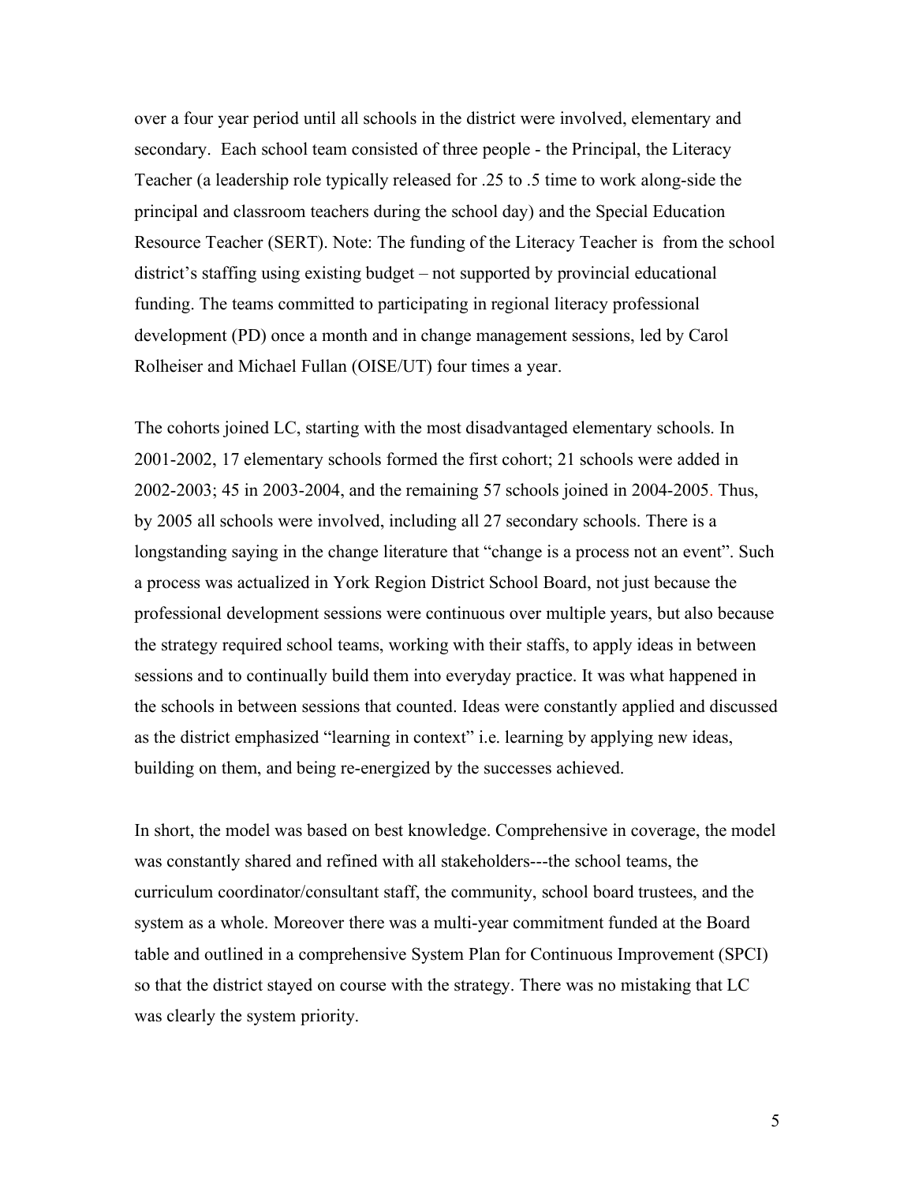over a four year period until all schools in the district were involved, elementary and secondary. Each school team consisted of three people - the Principal, the Literacy Teacher (a leadership role typically released for .25 to .5 time to work along-side the principal and classroom teachers during the school day) and the Special Education Resource Teacher (SERT). Note: The funding of the Literacy Teacher is from the school district's staffing using existing budget – not supported by provincial educational funding. The teams committed to participating in regional literacy professional development (PD) once a month and in change management sessions, led by Carol Rolheiser and Michael Fullan (OISE/UT) four times a year.

The cohorts joined LC, starting with the most disadvantaged elementary schools. In 2001-2002, 17 elementary schools formed the first cohort; 21 schools were added in 2002-2003; 45 in 2003-2004, and the remaining 57 schools joined in 2004-2005. Thus, by 2005 all schools were involved, including all 27 secondary schools. There is a longstanding saying in the change literature that "change is a process not an event". Such a process was actualized in York Region District School Board, not just because the professional development sessions were continuous over multiple years, but also because the strategy required school teams, working with their staffs, to apply ideas in between sessions and to continually build them into everyday practice. It was what happened in the schools in between sessions that counted. Ideas were constantly applied and discussed as the district emphasized "learning in context" i.e. learning by applying new ideas, building on them, and being re-energized by the successes achieved.

In short, the model was based on best knowledge. Comprehensive in coverage, the model was constantly shared and refined with all stakeholders---the school teams, the curriculum coordinator/consultant staff, the community, school board trustees, and the system as a whole. Moreover there was a multi-year commitment funded at the Board table and outlined in a comprehensive System Plan for Continuous Improvement (SPCI) so that the district stayed on course with the strategy. There was no mistaking that LC was clearly the system priority.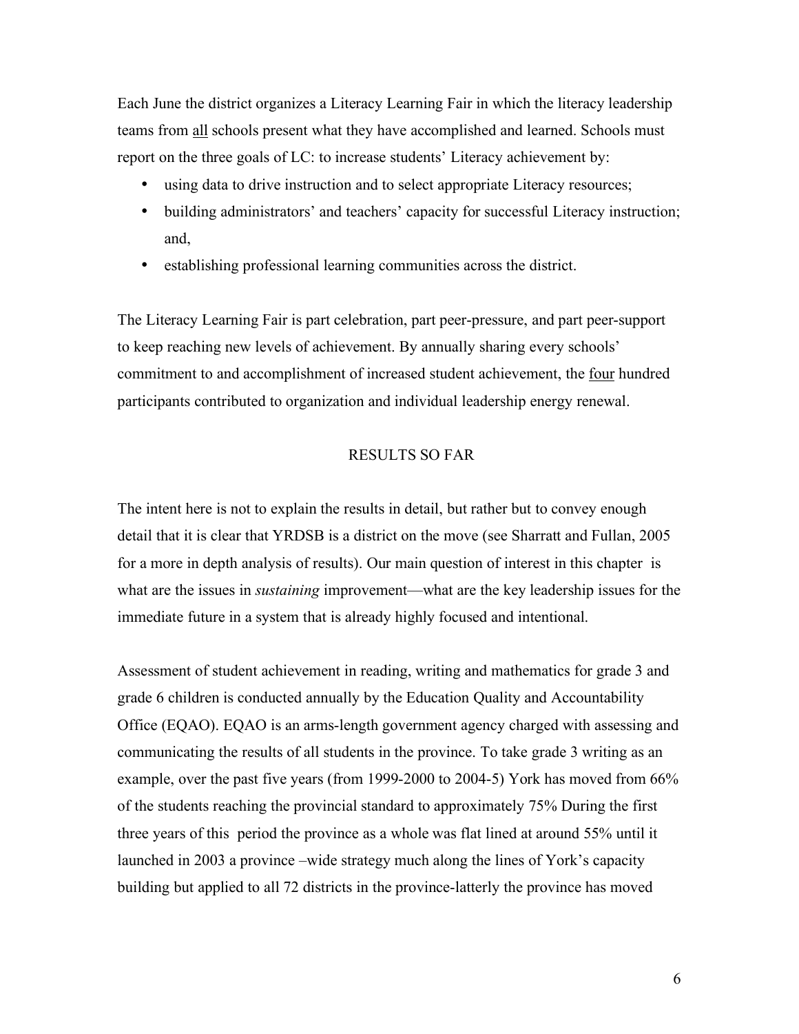Each June the district organizes a Literacy Learning Fair in which the literacy leadership teams from <u>all</u> schools present what they have accomplished and learned. Schools must report on the three goals of LC: to increase students' Literacy achievement by:

- using data to drive instruction and to select appropriate Literacy resources;
- building administrators' and teachers' capacity for successful Literacy instruction; and,
- establishing professional learning communities across the district.

The Literacy Learning Fair is part celebration, part peer-pressure, and part peer-support to keep reaching new levels of achievement. By annually sharing every schools' commitment to and accomplishment of increased student achievement, the <u>four</u> hundred participants contributed to organization and individual leadership energy renewal.

## RESULTS SO FAR

The intent here is not to explain the results in detail, but rather but to convey enough detail that it is clear that YRDSB is a district on the move (see Sharratt and Fullan, 2005 for a more in depth analysis of results). Our main question of interest in this chapter is what are the issues in *sustaining* improvement—what are the key leadership issues for the immediate future in a system that is already highly focused and intentional.

Assessment of student achievement in reading, writing and mathematics for grade 3 and grade 6 children is conducted annually by the Education Quality and Accountability Office (EQAO). EQAO is an arms-length government agency charged with assessing and communicating the results of all students in the province. To take grade 3 writing as an example, over the past five years (from 1999-2000 to 2004-5) York has moved from 66% of the students reaching the provincial standard to approximately 75% During the first three years of this period the province as a whole was flat lined at around 55% until it launched in 2003 a province –wide strategy much along the lines of York's capacity building but applied to all 72 districts in the province-latterly the province has moved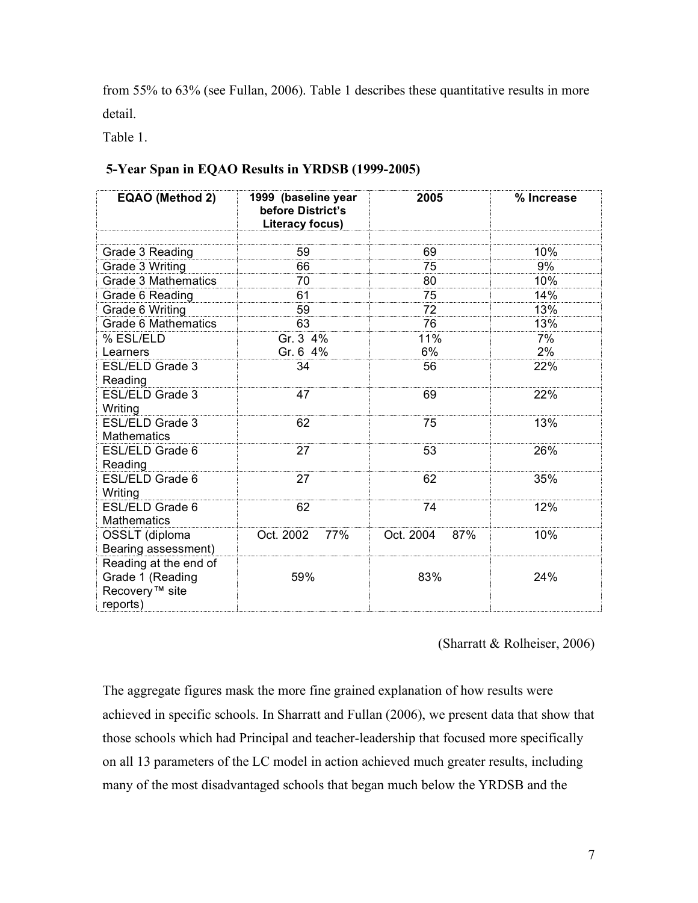from 55% to 63% (see Fullan, 2006). Table 1 describes these quantitative results in more detail.

Table 1.

**5-Year Span in EQAO Results in YRDSB (1999-2005)**

| EQAO (Method 2) | 1999 (baseline year before District's Literacy focus) | 2005 | % Increase |
|---|---|---|---|
| | | | |
| Grade 3 Reading | 59 | 69 | 10% |
| Grade 3 Writing | 66 | 75 | 9% |
| Grade 3 Mathematics | 70 | 80 | 10% |
| Grade 6 Reading | 61 | 75 | 14% |
| Grade 6 Writing | 59 | 72 | 13% |
| Grade 6 Mathematics | 63 | 76 | 13% |
| % ESL/ELD Learners | Gr. 3 4% Gr. 6 4% | 11% 6% | 7% 2% |
| ESL/ELD Grade 3 Reading | 34 | 56 | 22% |
| ESL/ELD Grade 3 Writing | 47 | 69 | 22% |
| ESL/ELD Grade 3 Mathematics | 62 | 75 | 13% |
| ESL/ELD Grade 6 Reading | 27 | 53 | 26% |
| ESL/ELD Grade 6 Writing | 27 | 62 | 35% |
| ESL/ELD Grade 6 Mathematics | 62 | 74 | 12% |
| OSSLT (diploma Bearing assessment) | Oct. 2002 77% | Oct. 2004 87% | 10% |
| Reading at the end of Grade 1 (Reading Recovery™ site reports) | 59% | 83% | 24% |

(Sharratt & Rolheiser, 2006)

The aggregate figures mask the more fine grained explanation of how results were achieved in specific schools. In Sharratt and Fullan (2006), we present data that show that those schools which had Principal and teacher-leadership that focused more specifically on all 13 parameters of the LC model in action achieved much greater results, including many of the most disadvantaged schools that began much below the YRDSB and the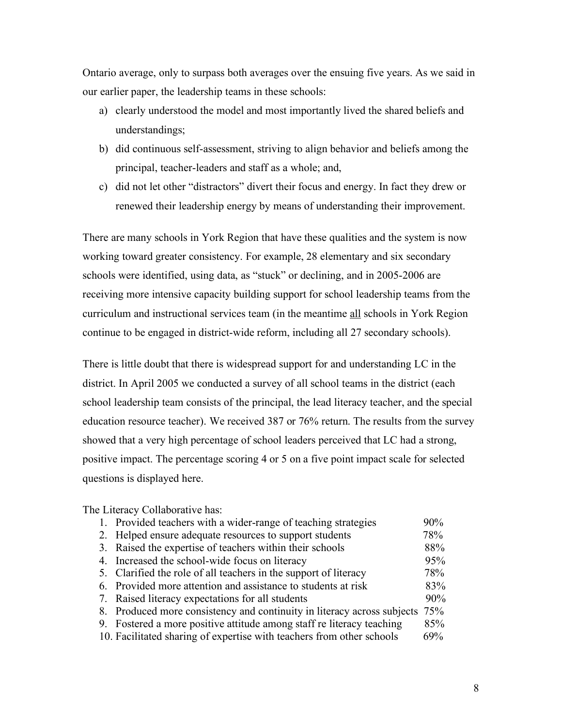Ontario average, only to surpass both averages over the ensuing five years. As we said in our earlier paper, the leadership teams in these schools:

a) clearly understood the model and most importantly lived the shared beliefs and understandings;
b) did continuous self-assessment, striving to align behavior and beliefs among the principal, teacher-leaders and staff as a whole; and,
c) did not let other "distractors" divert their focus and energy. In fact they drew or renewed their leadership energy by means of understanding their improvement.

There are many schools in York Region that have these qualities and the system is now working toward greater consistency. For example, 28 elementary and six secondary schools were identified, using data, as "stuck" or declining, and in 2005-2006 are receiving more intensive capacity building support for school leadership teams from the curriculum and instructional services team (in the meantime <u>all</u> schools in York Region continue to be engaged in district-wide reform, including all 27 secondary schools).

There is little doubt that there is widespread support for and understanding LC in the district. In April 2005 we conducted a survey of all school teams in the district (each school leadership team consists of the principal, the lead literacy teacher, and the special education resource teacher). We received 387 or 76% return. The results from the survey showed that a very high percentage of school leaders perceived that LC had a strong, positive impact. The percentage scoring 4 or 5 on a five point impact scale for selected questions is displayed here.

The Literacy Collaborative has:

| | |
|---|---|
| 1. Provided teachers with a wider-range of teaching strategies | 90% |
| 2. Helped ensure adequate resources to support students | 78% |
| 3. Raised the expertise of teachers within their schools | 88% |
| 4. Increased the school-wide focus on literacy | 95% |
| 5. Clarified the role of all teachers in the support of literacy | 78% |
| 6. Provided more attention and assistance to students at risk | 83% |
| 7. Raised literacy expectations for all students | 90% |
| 8. Produced more consistency and continuity in literacy across subjects | 75% |
| 9. Fostered a more positive attitude among staff re literacy teaching | 85% |
| 10. Facilitated sharing of expertise with teachers from other schools | 69% |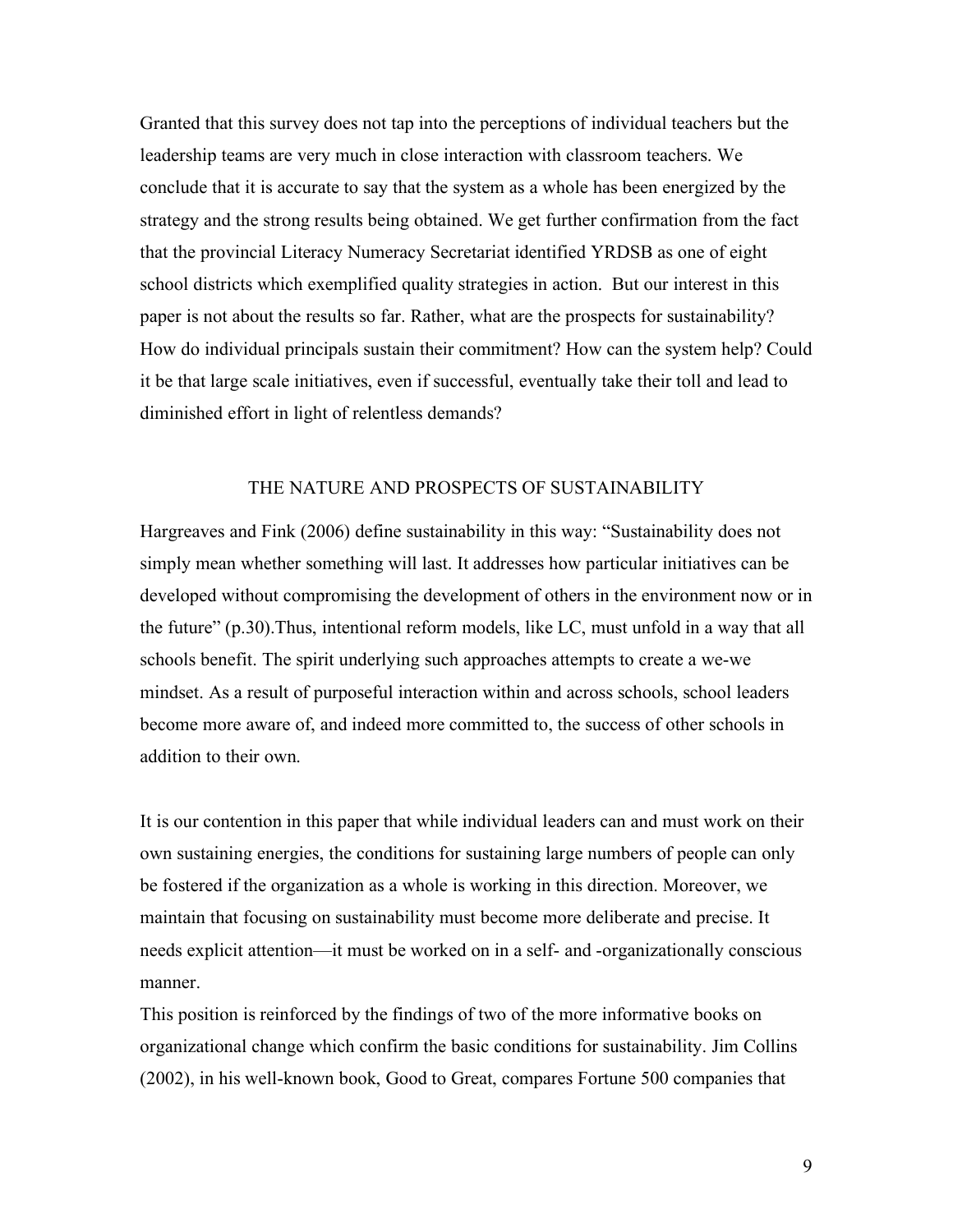Granted that this survey does not tap into the perceptions of individual teachers but the leadership teams are very much in close interaction with classroom teachers. We conclude that it is accurate to say that the system as a whole has been energized by the strategy and the strong results being obtained. We get further confirmation from the fact that the provincial Literacy Numeracy Secretariat identified YRDSB as one of eight school districts which exemplified quality strategies in action. But our interest in this paper is not about the results so far. Rather, what are the prospects for sustainability? How do individual principals sustain their commitment? How can the system help? Could it be that large scale initiatives, even if successful, eventually take their toll and lead to diminished effort in light of relentless demands?

## THE NATURE AND PROSPECTS OF SUSTAINABILITY

Hargreaves and Fink (2006) define sustainability in this way: "Sustainability does not simply mean whether something will last. It addresses how particular initiatives can be developed without compromising the development of others in the environment now or in the future" (p.30).Thus, intentional reform models, like LC, must unfold in a way that all schools benefit. The spirit underlying such approaches attempts to create a we-we mindset. As a result of purposeful interaction within and across schools, school leaders become more aware of, and indeed more committed to, the success of other schools in addition to their own.

It is our contention in this paper that while individual leaders can and must work on their own sustaining energies, the conditions for sustaining large numbers of people can only be fostered if the organization as a whole is working in this direction. Moreover, we maintain that focusing on sustainability must become more deliberate and precise. It needs explicit attention—it must be worked on in a self- and -organizationally conscious manner.

This position is reinforced by the findings of two of the more informative books on organizational change which confirm the basic conditions for sustainability. Jim Collins (2002), in his well-known book, Good to Great, compares Fortune 500 companies that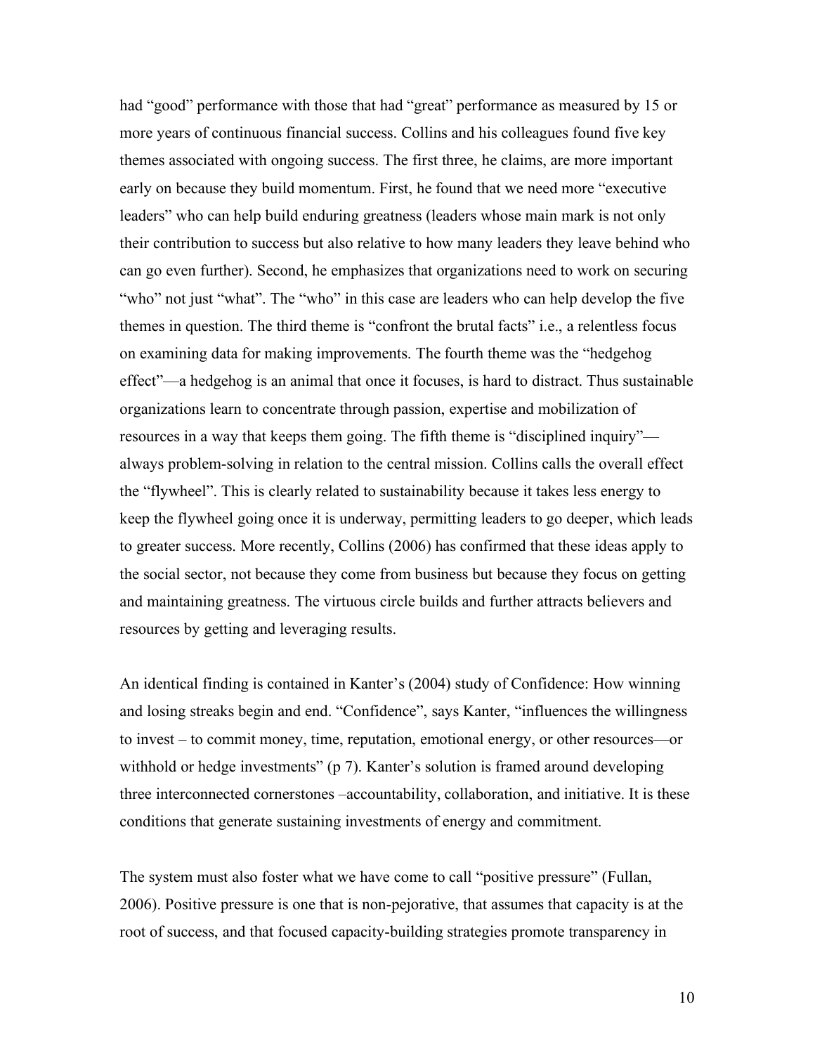had "good" performance with those that had "great" performance as measured by 15 or more years of continuous financial success. Collins and his colleagues found five key themes associated with ongoing success. The first three, he claims, are more important early on because they build momentum. First, he found that we need more "executive leaders" who can help build enduring greatness (leaders whose main mark is not only their contribution to success but also relative to how many leaders they leave behind who can go even further). Second, he emphasizes that organizations need to work on securing "who" not just "what". The "who" in this case are leaders who can help develop the five themes in question. The third theme is "confront the brutal facts" i.e., a relentless focus on examining data for making improvements. The fourth theme was the "hedgehog effect"—a hedgehog is an animal that once it focuses, is hard to distract. Thus sustainable organizations learn to concentrate through passion, expertise and mobilization of resources in a way that keeps them going. The fifth theme is "disciplined inquiry"—always problem-solving in relation to the central mission. Collins calls the overall effect the "flywheel". This is clearly related to sustainability because it takes less energy to keep the flywheel going once it is underway, permitting leaders to go deeper, which leads to greater success. More recently, Collins (2006) has confirmed that these ideas apply to the social sector, not because they come from business but because they focus on getting and maintaining greatness. The virtuous circle builds and further attracts believers and resources by getting and leveraging results.

An identical finding is contained in Kanter's (2004) study of Confidence: How winning and losing streaks begin and end. "Confidence", says Kanter, "influences the willingness to invest – to commit money, time, reputation, emotional energy, or other resources—or withhold or hedge investments" (p 7). Kanter's solution is framed around developing three interconnected cornerstones –accountability, collaboration, and initiative. It is these conditions that generate sustaining investments of energy and commitment.

The system must also foster what we have come to call "positive pressure" (Fullan, 2006). Positive pressure is one that is non-pejorative, that assumes that capacity is at the root of success, and that focused capacity-building strategies promote transparency in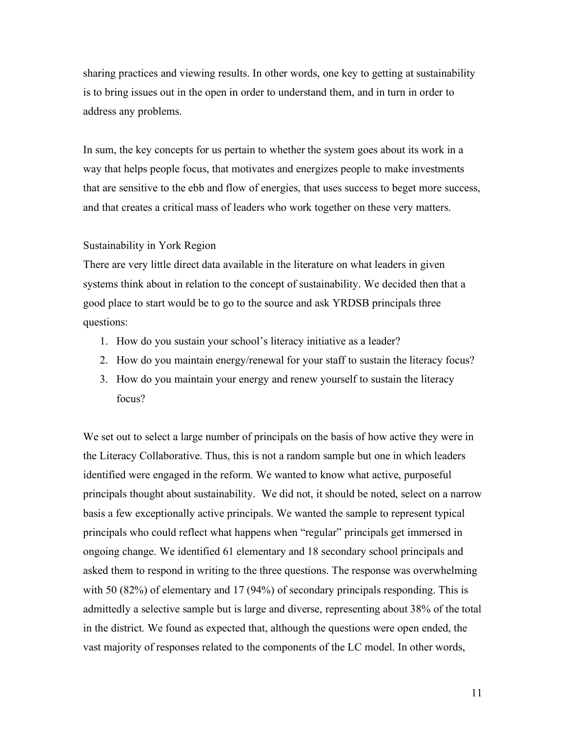sharing practices and viewing results. In other words, one key to getting at sustainability is to bring issues out in the open in order to understand them, and in turn in order to address any problems.

In sum, the key concepts for us pertain to whether the system goes about its work in a way that helps people focus, that motivates and energizes people to make investments that are sensitive to the ebb and flow of energies, that uses success to beget more success, and that creates a critical mass of leaders who work together on these very matters.

### Sustainability in York Region

There are very little direct data available in the literature on what leaders in given systems think about in relation to the concept of sustainability. We decided then that a good place to start would be to go to the source and ask YRDSB principals three questions:

1. How do you sustain your school's literacy initiative as a leader?
2. How do you maintain energy/renewal for your staff to sustain the literacy focus?
3. How do you maintain your energy and renew yourself to sustain the literacy focus?

We set out to select a large number of principals on the basis of how active they were in the Literacy Collaborative. Thus, this is not a random sample but one in which leaders identified were engaged in the reform. We wanted to know what active, purposeful principals thought about sustainability. We did not, it should be noted, select on a narrow basis a few exceptionally active principals. We wanted the sample to represent typical principals who could reflect what happens when "regular" principals get immersed in ongoing change. We identified 61 elementary and 18 secondary school principals and asked them to respond in writing to the three questions. The response was overwhelming with 50 (82%) of elementary and 17 (94%) of secondary principals responding. This is admittedly a selective sample but is large and diverse, representing about 38% of the total in the district. We found as expected that, although the questions were open ended, the vast majority of responses related to the components of the LC model. In other words,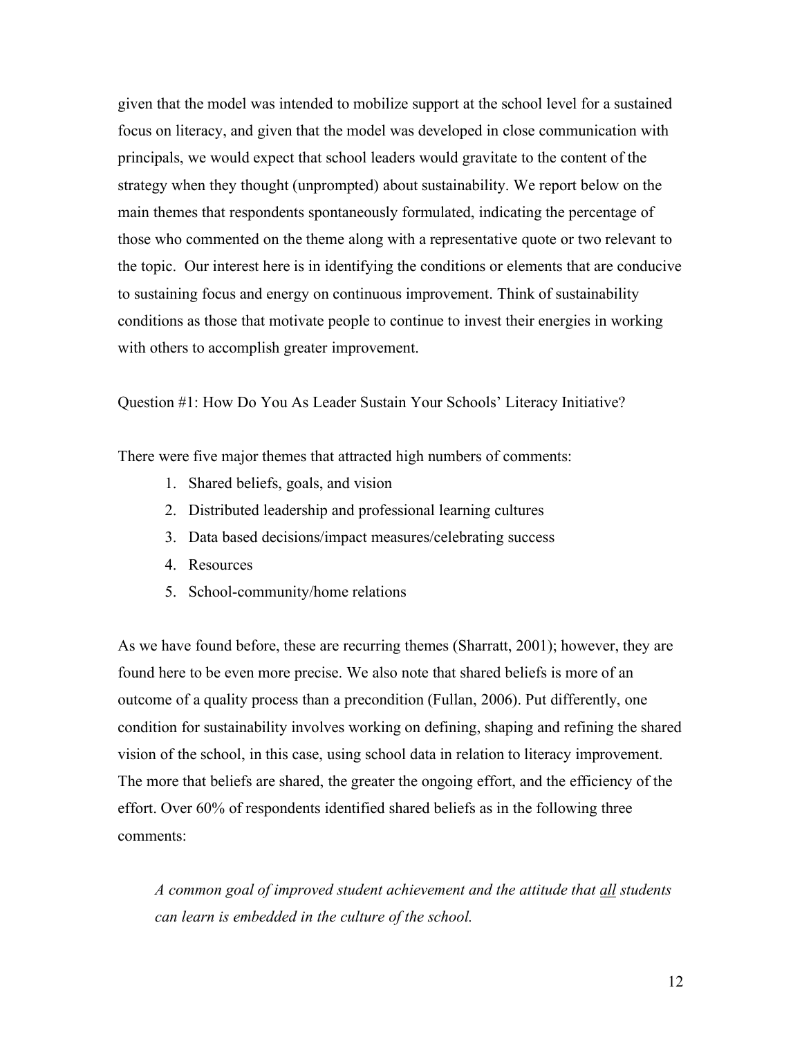given that the model was intended to mobilize support at the school level for a sustained focus on literacy, and given that the model was developed in close communication with principals, we would expect that school leaders would gravitate to the content of the strategy when they thought (unprompted) about sustainability. We report below on the main themes that respondents spontaneously formulated, indicating the percentage of those who commented on the theme along with a representative quote or two relevant to the topic. Our interest here is in identifying the conditions or elements that are conducive to sustaining focus and energy on continuous improvement. Think of sustainability conditions as those that motivate people to continue to invest their energies in working with others to accomplish greater improvement.

Question #1: How Do You As Leader Sustain Your Schools' Literacy Initiative?

There were five major themes that attracted high numbers of comments:

1. Shared beliefs, goals, and vision
2. Distributed leadership and professional learning cultures
3. Data based decisions/impact measures/celebrating success
4. Resources
5. School-community/home relations

As we have found before, these are recurring themes (Sharratt, 2001); however, they are found here to be even more precise. We also note that shared beliefs is more of an outcome of a quality process than a precondition (Fullan, 2006). Put differently, one condition for sustainability involves working on defining, shaping and refining the shared vision of the school, in this case, using school data in relation to literacy improvement. The more that beliefs are shared, the greater the ongoing effort, and the efficiency of the effort. Over 60% of respondents identified shared beliefs as in the following three comments:

> *A common goal of improved student achievement and the attitude that <u>all</u> students can learn is embedded in the culture of the school.*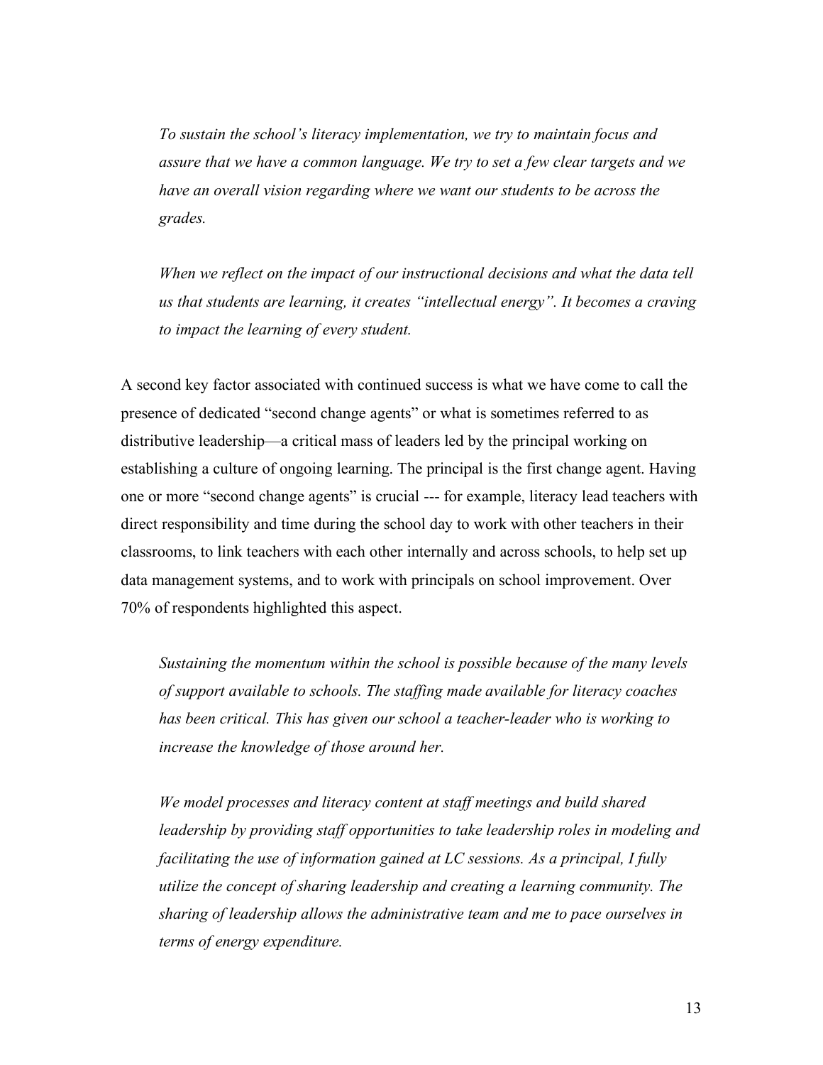*To sustain the school's literacy implementation, we try to maintain focus and assure that we have a common language. We try to set a few clear targets and we have an overall vision regarding where we want our students to be across the grades.*

*When we reflect on the impact of our instructional decisions and what the data tell us that students are learning, it creates "intellectual energy". It becomes a craving to impact the learning of every student.*

A second key factor associated with continued success is what we have come to call the presence of dedicated "second change agents" or what is sometimes referred to as distributive leadership—a critical mass of leaders led by the principal working on establishing a culture of ongoing learning. The principal is the first change agent. Having one or more "second change agents" is crucial --- for example, literacy lead teachers with direct responsibility and time during the school day to work with other teachers in their classrooms, to link teachers with each other internally and across schools, to help set up data management systems, and to work with principals on school improvement. Over 70% of respondents highlighted this aspect.

*Sustaining the momentum within the school is possible because of the many levels of support available to schools. The staffing made available for literacy coaches has been critical. This has given our school a teacher-leader who is working to increase the knowledge of those around her.*

*We model processes and literacy content at staff meetings and build shared leadership by providing staff opportunities to take leadership roles in modeling and facilitating the use of information gained at LC sessions. As a principal, I fully utilize the concept of sharing leadership and creating a learning community. The sharing of leadership allows the administrative team and me to pace ourselves in terms of energy expenditure.*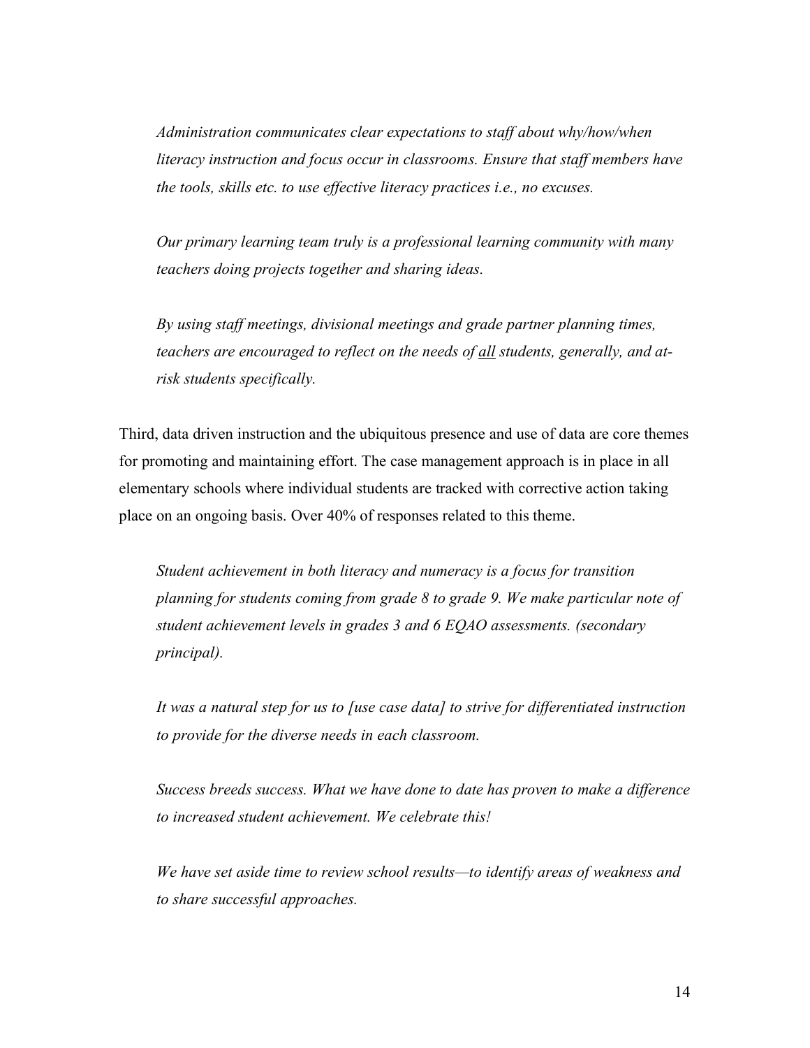*Administration communicates clear expectations to staff about why/how/when literacy instruction and focus occur in classrooms. Ensure that staff members have the tools, skills etc. to use effective literacy practices i.e., no excuses.*

*Our primary learning team truly is a professional learning community with many teachers doing projects together and sharing ideas.*

*By using staff meetings, divisional meetings and grade partner planning times, teachers are encouraged to reflect on the needs of <u>all</u> students, generally, and at-risk students specifically.*

Third, data driven instruction and the ubiquitous presence and use of data are core themes for promoting and maintaining effort. The case management approach is in place in all elementary schools where individual students are tracked with corrective action taking place on an ongoing basis. Over 40% of responses related to this theme.

*Student achievement in both literacy and numeracy is a focus for transition planning for students coming from grade 8 to grade 9. We make particular note of student achievement levels in grades 3 and 6 EQAO assessments. (secondary principal).*

*It was a natural step for us to [use case data] to strive for differentiated instruction to provide for the diverse needs in each classroom.*

*Success breeds success. What we have done to date has proven to make a difference to increased student achievement. We celebrate this!*

*We have set aside time to review school results—to identify areas of weakness and to share successful approaches.*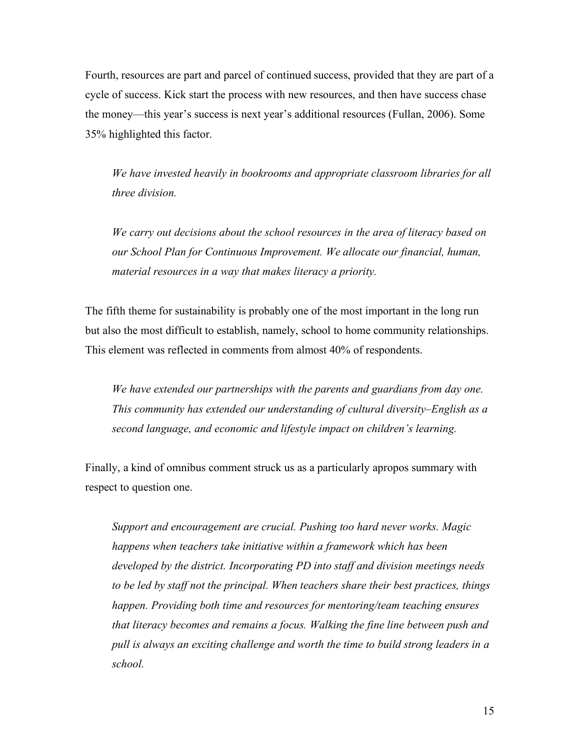Fourth, resources are part and parcel of continued success, provided that they are part of a cycle of success. Kick start the process with new resources, and then have success chase the money—this year's success is next year's additional resources (Fullan, 2006). Some 35% highlighted this factor.

> *We have invested heavily in bookrooms and appropriate classroom libraries for all three division.*

> *We carry out decisions about the school resources in the area of literacy based on our School Plan for Continuous Improvement. We allocate our financial, human, material resources in a way that makes literacy a priority.*

The fifth theme for sustainability is probably one of the most important in the long run but also the most difficult to establish, namely, school to home community relationships. This element was reflected in comments from almost 40% of respondents.

> *We have extended our partnerships with the parents and guardians from day one. This community has extended our understanding of cultural diversity–English as a second language, and economic and lifestyle impact on children's learning.*

Finally, a kind of omnibus comment struck us as a particularly apropos summary with respect to question one.

> *Support and encouragement are crucial. Pushing too hard never works. Magic happens when teachers take initiative within a framework which has been developed by the district. Incorporating PD into staff and division meetings needs to be led by staff not the principal. When teachers share their best practices, things happen. Providing both time and resources for mentoring/team teaching ensures that literacy becomes and remains a focus. Walking the fine line between push and pull is always an exciting challenge and worth the time to build strong leaders in a school.*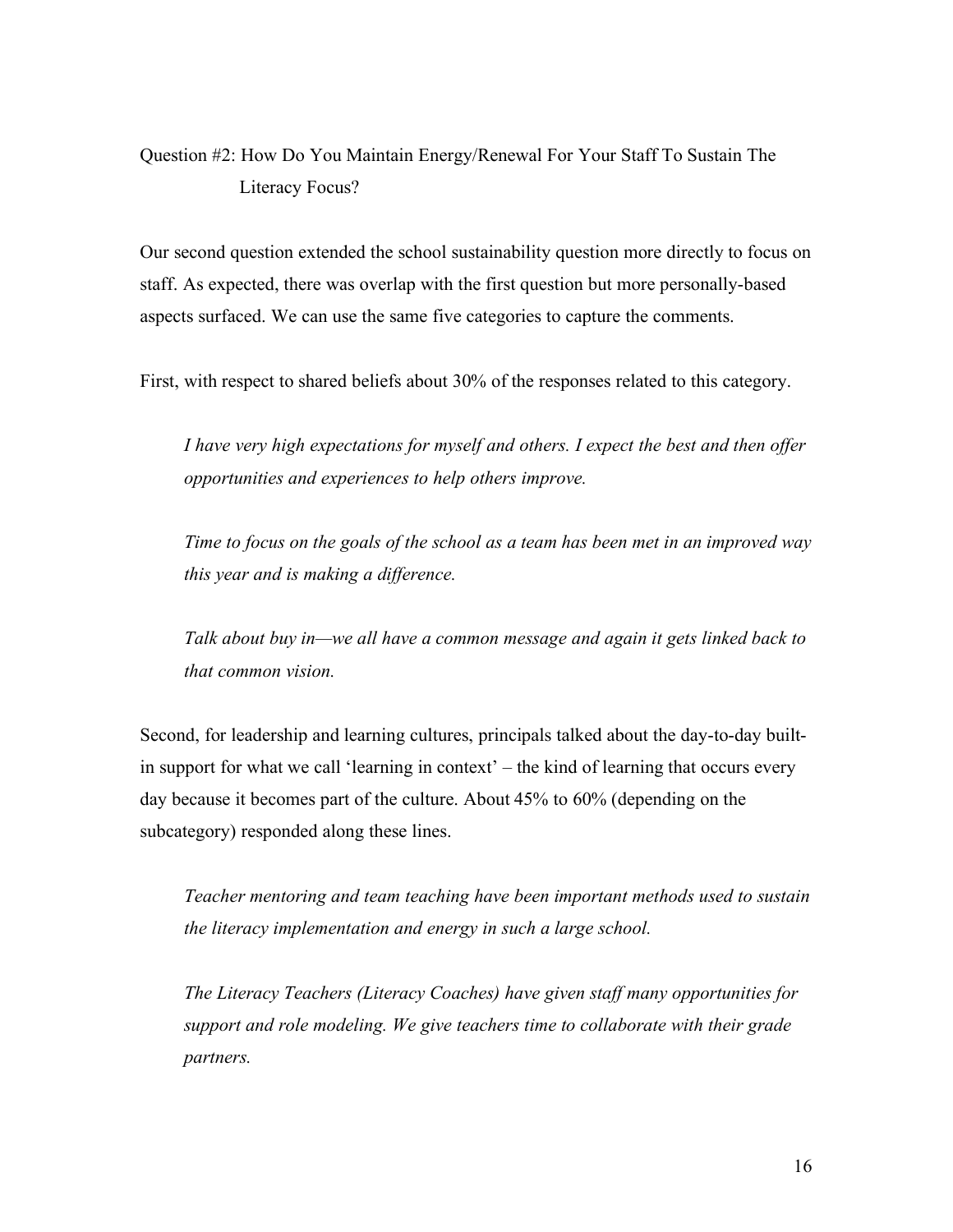### Question #2: How Do You Maintain Energy/Renewal For Your Staff To Sustain The Literacy Focus?

Our second question extended the school sustainability question more directly to focus on staff. As expected, there was overlap with the first question but more personally-based aspects surfaced. We can use the same five categories to capture the comments.

First, with respect to shared beliefs about 30% of the responses related to this category.

> *I have very high expectations for myself and others. I expect the best and then offer opportunities and experiences to help others improve.*
>
> *Time to focus on the goals of the school as a team has been met in an improved way this year and is making a difference.*
>
> *Talk about buy in—we all have a common message and again it gets linked back to that common vision.*

Second, for leadership and learning cultures, principals talked about the day-to-day built-in support for what we call 'learning in context' – the kind of learning that occurs every day because it becomes part of the culture. About 45% to 60% (depending on the subcategory) responded along these lines.

> *Teacher mentoring and team teaching have been important methods used to sustain the literacy implementation and energy in such a large school.*
>
> *The Literacy Teachers (Literacy Coaches) have given staff many opportunities for support and role modeling. We give teachers time to collaborate with their grade partners.*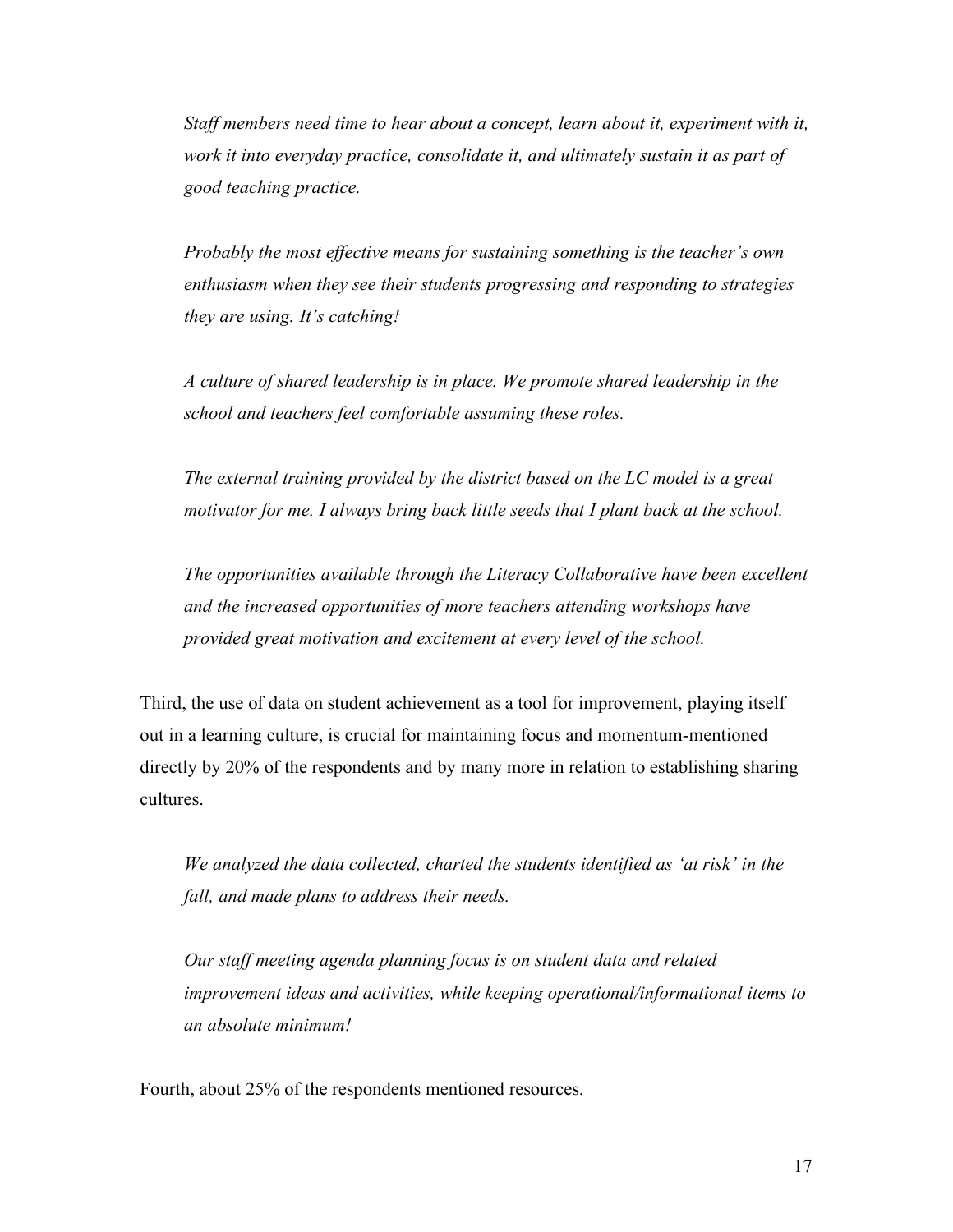*Staff members need time to hear about a concept, learn about it, experiment with it, work it into everyday practice, consolidate it, and ultimately sustain it as part of good teaching practice.*

*Probably the most effective means for sustaining something is the teacher's own enthusiasm when they see their students progressing and responding to strategies they are using. It's catching!*

*A culture of shared leadership is in place. We promote shared leadership in the school and teachers feel comfortable assuming these roles.*

*The external training provided by the district based on the LC model is a great motivator for me. I always bring back little seeds that I plant back at the school.*

*The opportunities available through the Literacy Collaborative have been excellent and the increased opportunities of more teachers attending workshops have provided great motivation and excitement at every level of the school.*

Third, the use of data on student achievement as a tool for improvement, playing itself out in a learning culture, is crucial for maintaining focus and momentum-mentioned directly by 20% of the respondents and by many more in relation to establishing sharing cultures.

*We analyzed the data collected, charted the students identified as 'at risk' in the fall, and made plans to address their needs.*

*Our staff meeting agenda planning focus is on student data and related improvement ideas and activities, while keeping operational/informational items to an absolute minimum!*

Fourth, about 25% of the respondents mentioned resources.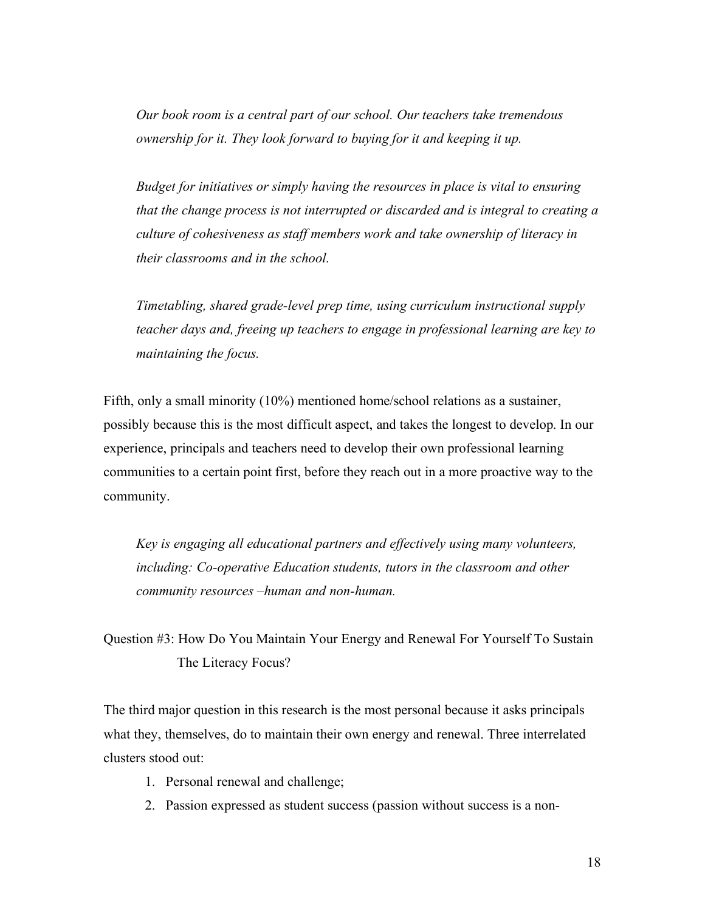*Our book room is a central part of our school. Our teachers take tremendous ownership for it. They look forward to buying for it and keeping it up.*

*Budget for initiatives or simply having the resources in place is vital to ensuring that the change process is not interrupted or discarded and is integral to creating a culture of cohesiveness as staff members work and take ownership of literacy in their classrooms and in the school.*

*Timetabling, shared grade-level prep time, using curriculum instructional supply teacher days and, freeing up teachers to engage in professional learning are key to maintaining the focus.*

Fifth, only a small minority (10%) mentioned home/school relations as a sustainer, possibly because this is the most difficult aspect, and takes the longest to develop. In our experience, principals and teachers need to develop their own professional learning communities to a certain point first, before they reach out in a more proactive way to the community.

*Key is engaging all educational partners and effectively using many volunteers, including: Co-operative Education students, tutors in the classroom and other community resources –human and non-human.*

Question #3: How Do You Maintain Your Energy and Renewal For Yourself To Sustain The Literacy Focus?

The third major question in this research is the most personal because it asks principals what they, themselves, do to maintain their own energy and renewal. Three interrelated clusters stood out:

1. Personal renewal and challenge;
2. Passion expressed as student success (passion without success is a non-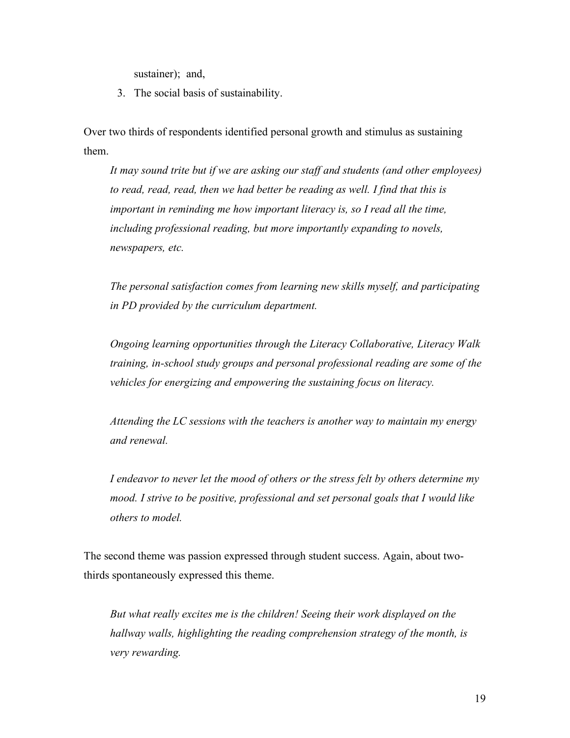sustainer); and,

3. The social basis of sustainability.

Over two thirds of respondents identified personal growth and stimulus as sustaining them.

> *It may sound trite but if we are asking our staff and students (and other employees) to read, read, read, then we had better be reading as well. I find that this is important in reminding me how important literacy is, so I read all the time, including professional reading, but more importantly expanding to novels, newspapers, etc.*
>
> *The personal satisfaction comes from learning new skills myself, and participating in PD provided by the curriculum department.*
>
> *Ongoing learning opportunities through the Literacy Collaborative, Literacy Walk training, in-school study groups and personal professional reading are some of the vehicles for energizing and empowering the sustaining focus on literacy.*
>
> *Attending the LC sessions with the teachers is another way to maintain my energy and renewal.*
>
> *I endeavor to never let the mood of others or the stress felt by others determine my mood. I strive to be positive, professional and set personal goals that I would like others to model.*

The second theme was passion expressed through student success. Again, about two-thirds spontaneously expressed this theme.

> *But what really excites me is the children! Seeing their work displayed on the hallway walls, highlighting the reading comprehension strategy of the month, is very rewarding.*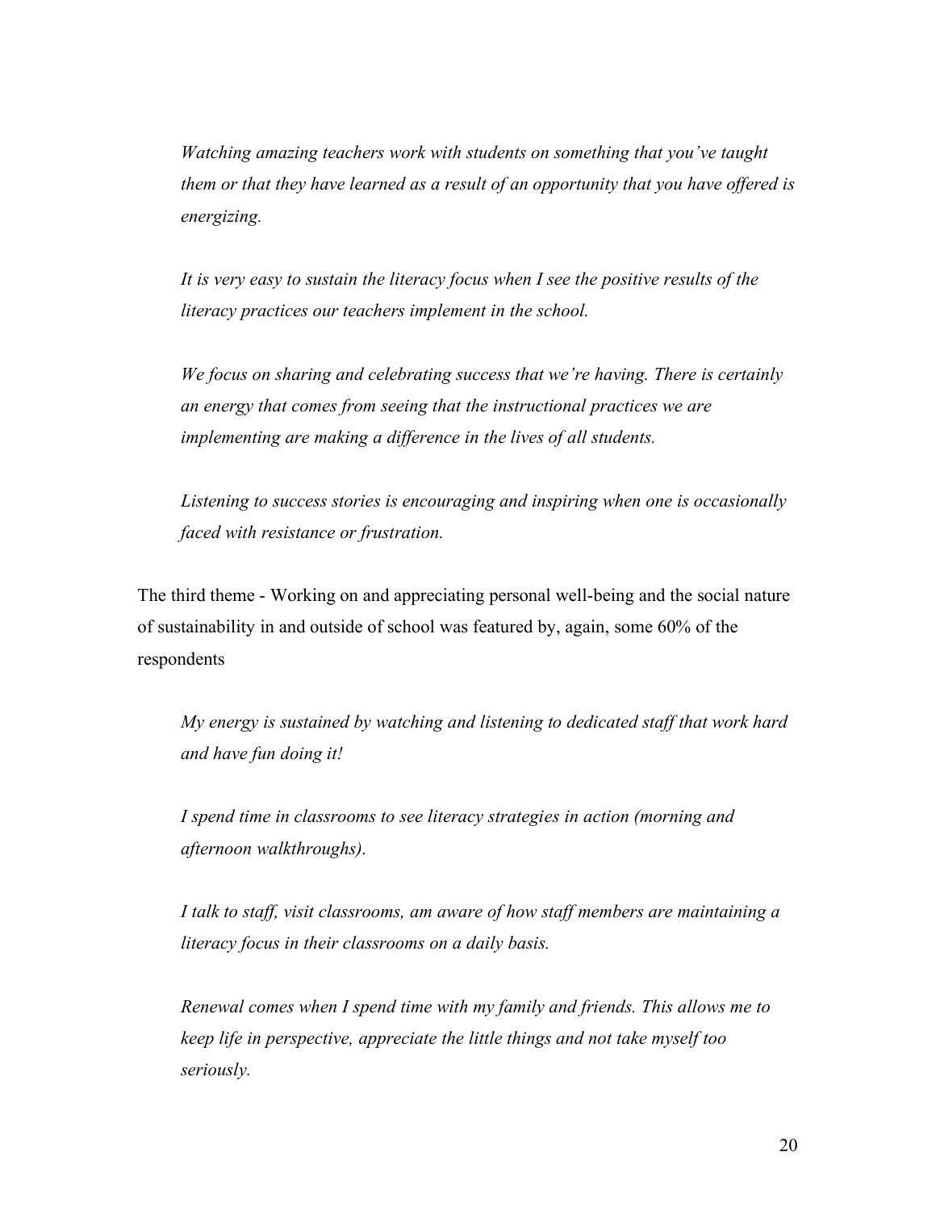*Watching amazing teachers work with students on something that you've taught them or that they have learned as a result of an opportunity that you have offered is energizing.*

*It is very easy to sustain the literacy focus when I see the positive results of the literacy practices our teachers implement in the school.*

*We focus on sharing and celebrating success that we're having. There is certainly an energy that comes from seeing that the instructional practices we are implementing are making a difference in the lives of all students.*

*Listening to success stories is encouraging and inspiring when one is occasionally faced with resistance or frustration.*

The third theme - Working on and appreciating personal well-being and the social nature of sustainability in and outside of school was featured by, again, some 60% of the respondents

*My energy is sustained by watching and listening to dedicated staff that work hard and have fun doing it!*

*I spend time in classrooms to see literacy strategies in action (morning and afternoon walkthroughs).*

*I talk to staff, visit classrooms, am aware of how staff members are maintaining a literacy focus in their classrooms on a daily basis.*

*Renewal comes when I spend time with my family and friends. This allows me to keep life in perspective, appreciate the little things and not take myself too seriously.*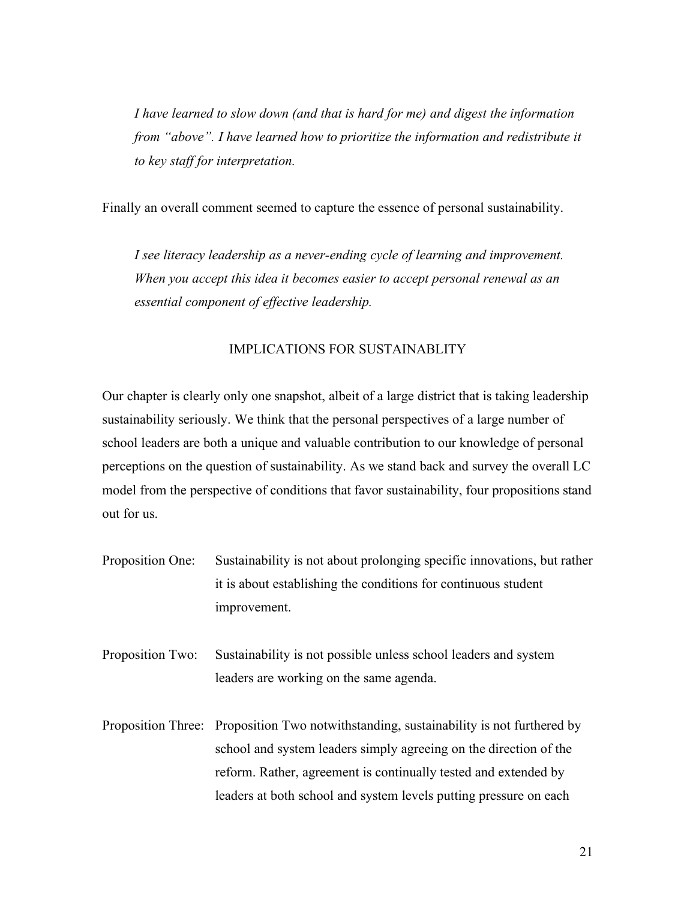*I have learned to slow down (and that is hard for me) and digest the information from "above". I have learned how to prioritize the information and redistribute it to key staff for interpretation.*

Finally an overall comment seemed to capture the essence of personal sustainability.

*I see literacy leadership as a never-ending cycle of learning and improvement. When you accept this idea it becomes easier to accept personal renewal as an essential component of effective leadership.*

## IMPLICATIONS FOR SUSTAINABLITY

Our chapter is clearly only one snapshot, albeit of a large district that is taking leadership sustainability seriously. We think that the personal perspectives of a large number of school leaders are both a unique and valuable contribution to our knowledge of personal perceptions on the question of sustainability. As we stand back and survey the overall LC model from the perspective of conditions that favor sustainability, four propositions stand out for us.

Proposition One: Sustainability is not about prolonging specific innovations, but rather it is about establishing the conditions for continuous student improvement.

Proposition Two: Sustainability is not possible unless school leaders and system leaders are working on the same agenda.

Proposition Three: Proposition Two notwithstanding, sustainability is not furthered by school and system leaders simply agreeing on the direction of the reform. Rather, agreement is continually tested and extended by leaders at both school and system levels putting pressure on each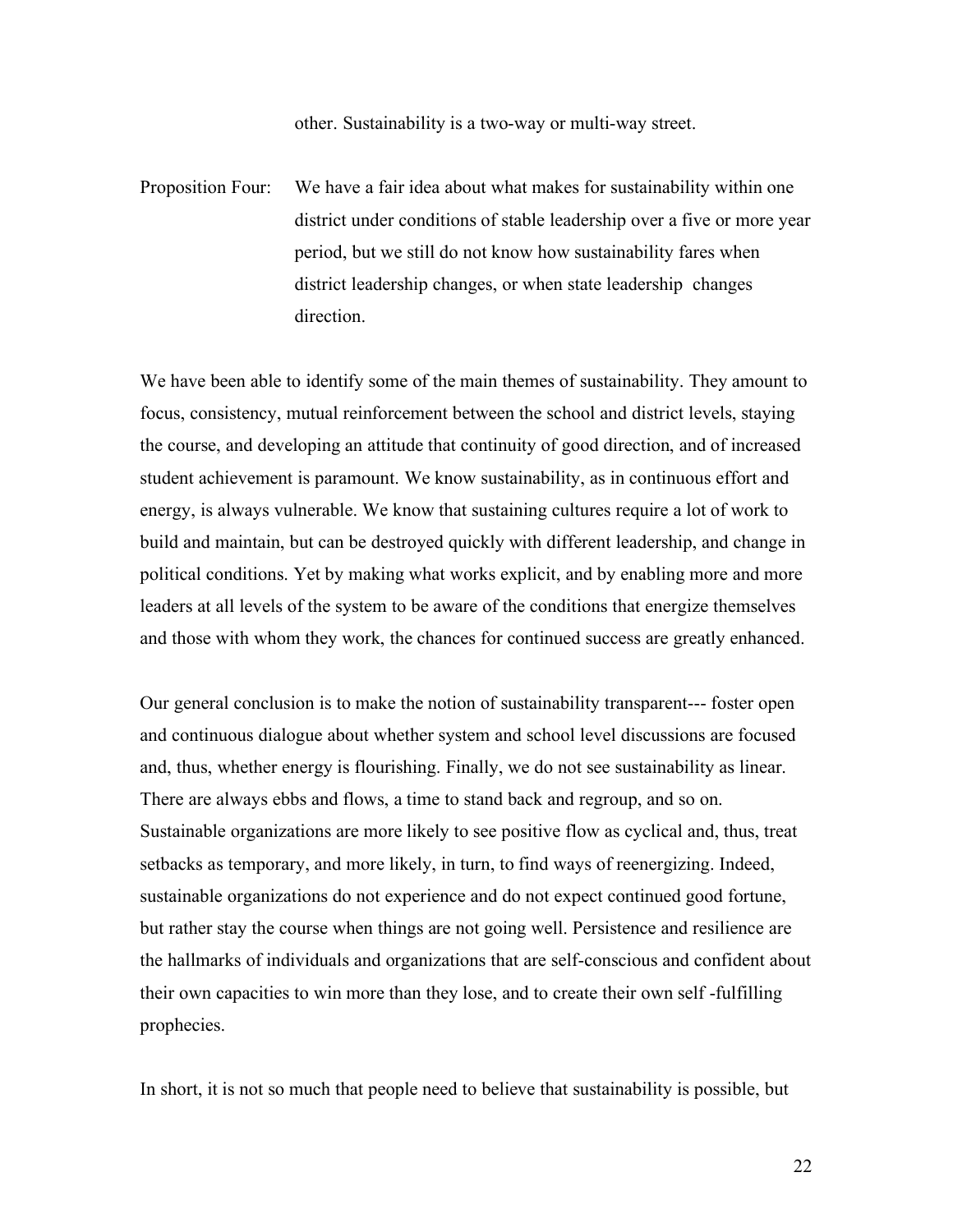other. Sustainability is a two-way or multi-way street.

Proposition Four: We have a fair idea about what makes for sustainability within one district under conditions of stable leadership over a five or more year period, but we still do not know how sustainability fares when district leadership changes, or when state leadership changes direction.

We have been able to identify some of the main themes of sustainability. They amount to focus, consistency, mutual reinforcement between the school and district levels, staying the course, and developing an attitude that continuity of good direction, and of increased student achievement is paramount. We know sustainability, as in continuous effort and energy, is always vulnerable. We know that sustaining cultures require a lot of work to build and maintain, but can be destroyed quickly with different leadership, and change in political conditions. Yet by making what works explicit, and by enabling more and more leaders at all levels of the system to be aware of the conditions that energize themselves and those with whom they work, the chances for continued success are greatly enhanced.

Our general conclusion is to make the notion of sustainability transparent--- foster open and continuous dialogue about whether system and school level discussions are focused and, thus, whether energy is flourishing. Finally, we do not see sustainability as linear. There are always ebbs and flows, a time to stand back and regroup, and so on. Sustainable organizations are more likely to see positive flow as cyclical and, thus, treat setbacks as temporary, and more likely, in turn, to find ways of reenergizing. Indeed, sustainable organizations do not experience and do not expect continued good fortune, but rather stay the course when things are not going well. Persistence and resilience are the hallmarks of individuals and organizations that are self-conscious and confident about their own capacities to win more than they lose, and to create their own self -fulfilling prophecies.

In short, it is not so much that people need to believe that sustainability is possible, but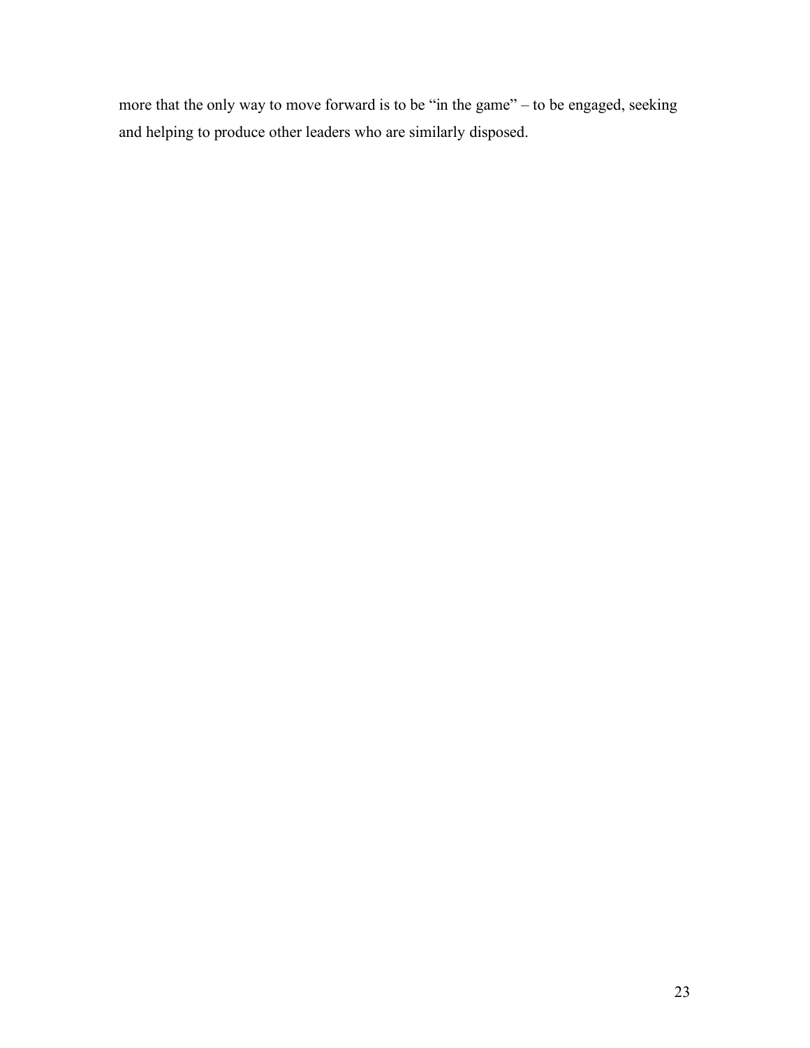more that the only way to move forward is to be “in the game” – to be engaged, seeking and helping to produce other leaders who are similarly disposed.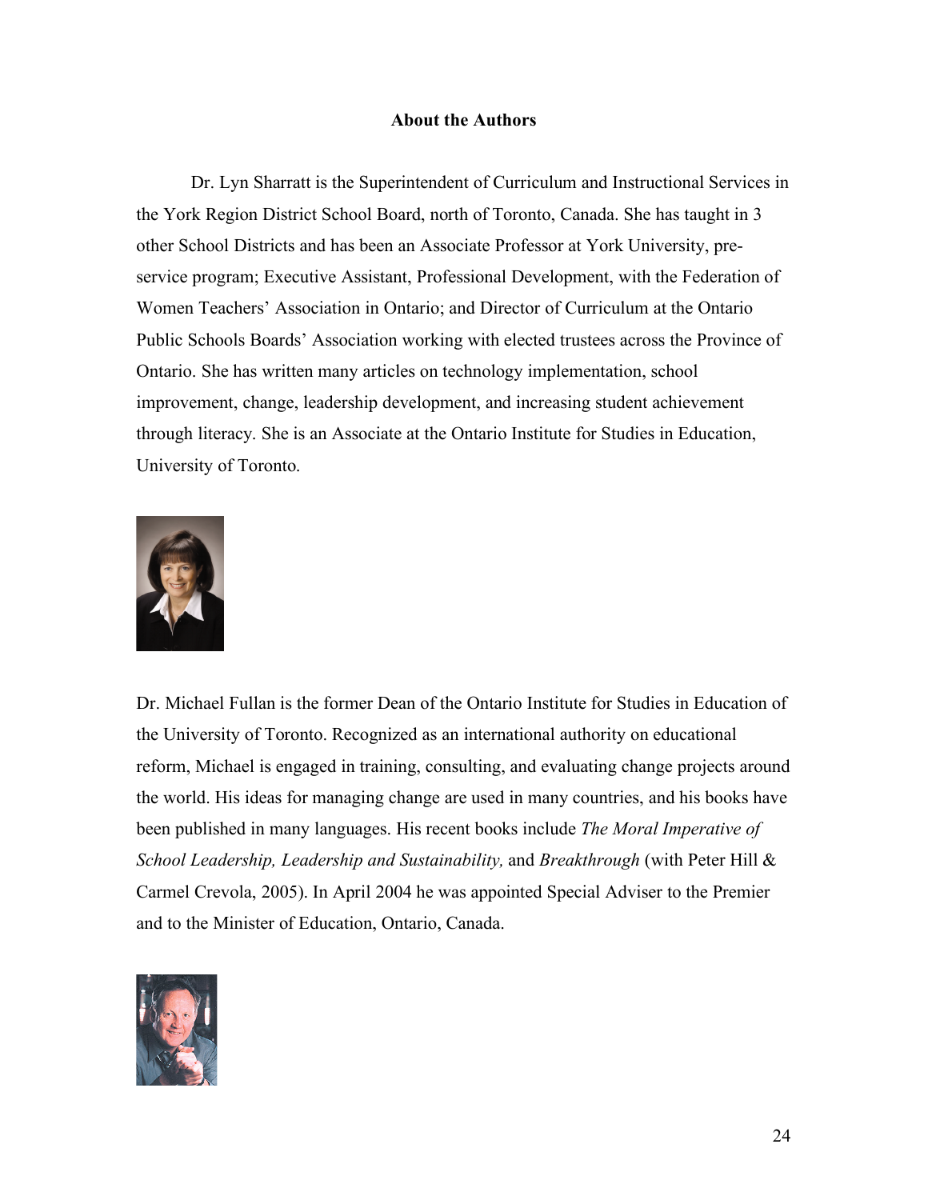## About the Authors

Dr. Lyn Sharratt is the Superintendent of Curriculum and Instructional Services in the York Region District School Board, north of Toronto, Canada. She has taught in 3 other School Districts and has been an Associate Professor at York University, pre-service program; Executive Assistant, Professional Development, with the Federation of Women Teachers' Association in Ontario; and Director of Curriculum at the Ontario Public Schools Boards' Association working with elected trustees across the Province of Ontario. She has written many articles on technology implementation, school improvement, change, leadership development, and increasing student achievement through literacy. She is an Associate at the Ontario Institute for Studies in Education, University of Toronto.

Dr. Michael Fullan is the former Dean of the Ontario Institute for Studies in Education of the University of Toronto. Recognized as an international authority on educational reform, Michael is engaged in training, consulting, and evaluating change projects around the world. His ideas for managing change are used in many countries, and his books have been published in many languages. His recent books include *The Moral Imperative of School Leadership, Leadership and Sustainability,* and *Breakthrough* (with Peter Hill & Carmel Crevola, 2005). In April 2004 he was appointed Special Adviser to the Premier and to the Minister of Education, Ontario, Canada.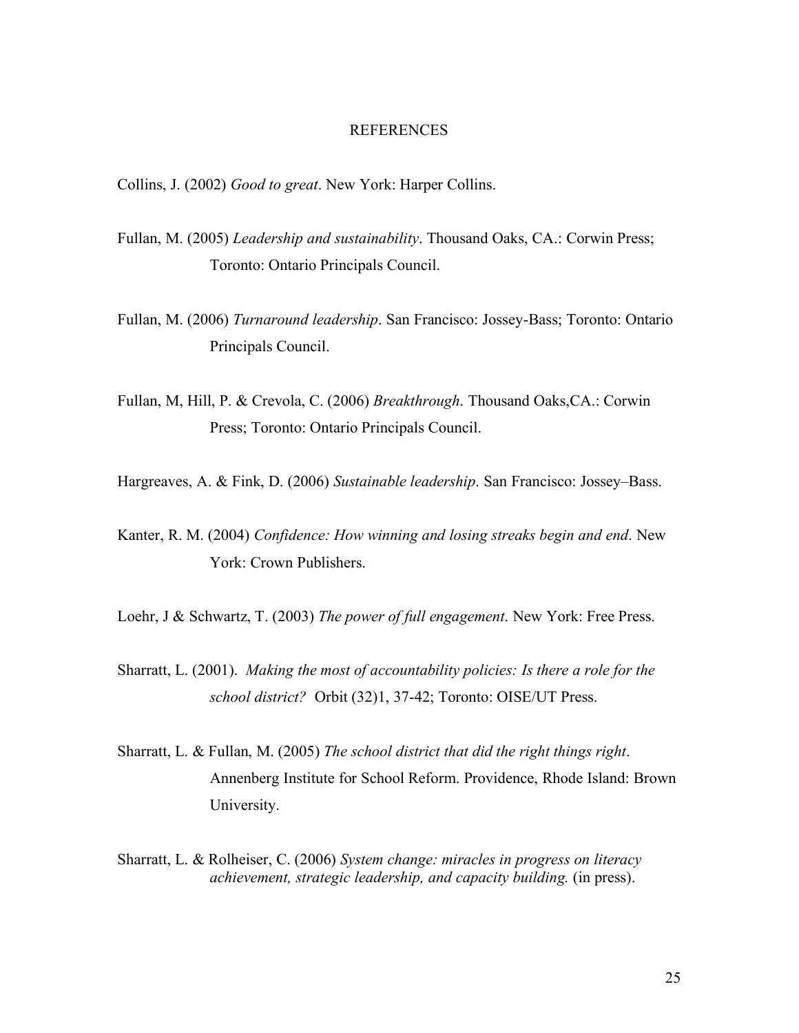# REFERENCES

Collins, J. (2002) *Good to great*. New York: Harper Collins.

Fullan, M. (2005) *Leadership and sustainability*. Thousand Oaks, CA.: Corwin Press; Toronto: Ontario Principals Council.

Fullan, M. (2006) *Turnaround leadership*. San Francisco: Jossey-Bass; Toronto: Ontario Principals Council.

Fullan, M, Hill, P. & Crevola, C. (2006) *Breakthrough*. Thousand Oaks,CA.: Corwin Press; Toronto: Ontario Principals Council.

Hargreaves, A. & Fink, D. (2006) *Sustainable leadership*. San Francisco: Jossey–Bass.

Kanter, R. M. (2004) *Confidence: How winning and losing streaks begin and end*. New York: Crown Publishers.

Loehr, J & Schwartz, T. (2003) *The power of full engagement*. New York: Free Press.

Sharratt, L. (2001). *Making the most of accountability policies: Is there a role for the school district?* Orbit (32)1, 37-42; Toronto: OISE/UT Press.

Sharratt, L. & Fullan, M. (2005) *The school district that did the right things right*. Annenberg Institute for School Reform. Providence, Rhode Island: Brown University.

Sharratt, L. & Rolheiser, C. (2006) *System change: miracles in progress on literacy achievement, strategic leadership, and capacity building.* (in press).